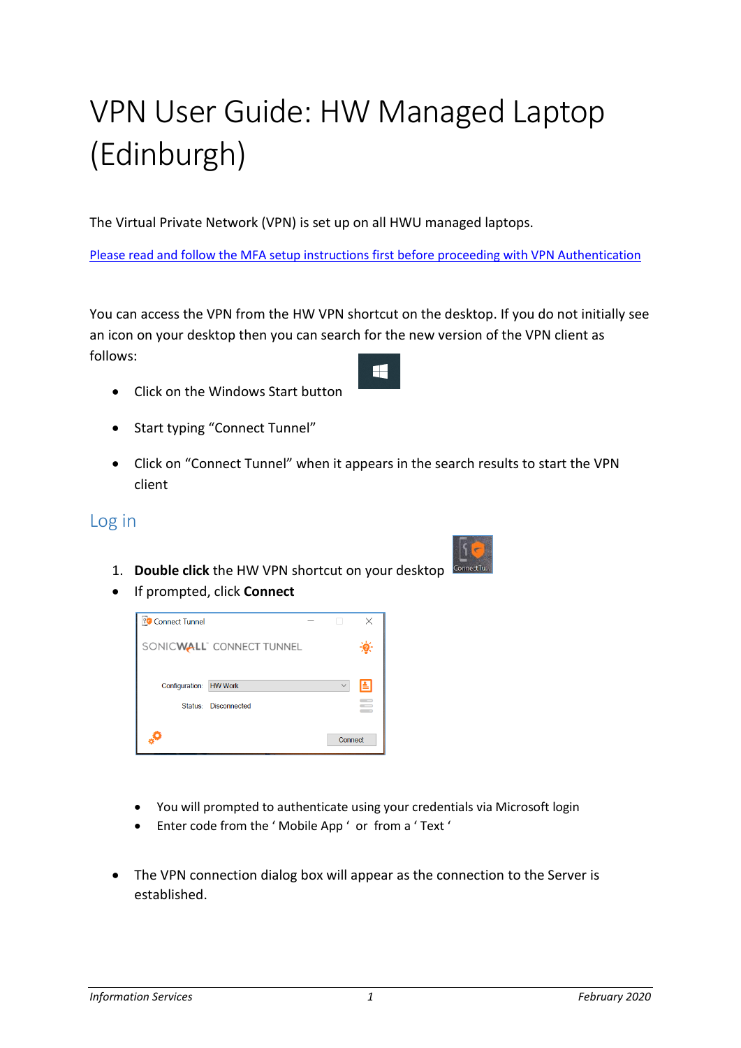# VPN User Guide: HW Managed Laptop (Edinburgh)

The Virtual Private Network (VPN) is set up on all HWU managed laptops.

Please read and follow the MFA setup instructions first before proceeding with VPN Authentication

You can access the VPN from the HW VPN shortcut on the desktop. If you do not initially see an icon on your desktop then you can search for the new version of the VPN client as follows:

- Click on the Windows Start button
- Start typing “Connect Tunnel”
- Click on “Connect Tunnel” when it appears in the search results to start the VPN client

## Log in

1. **Double click** the HW VPN shortcut on your desktop

- If prompted, click **Connect**

  - You will prompted to authenticate using your credentials via Microsoft login
  - Enter code from the ‘ Mobile App ‘ or from a ‘ Text ‘

- The VPN connection dialog box will appear as the connection to the Server is established.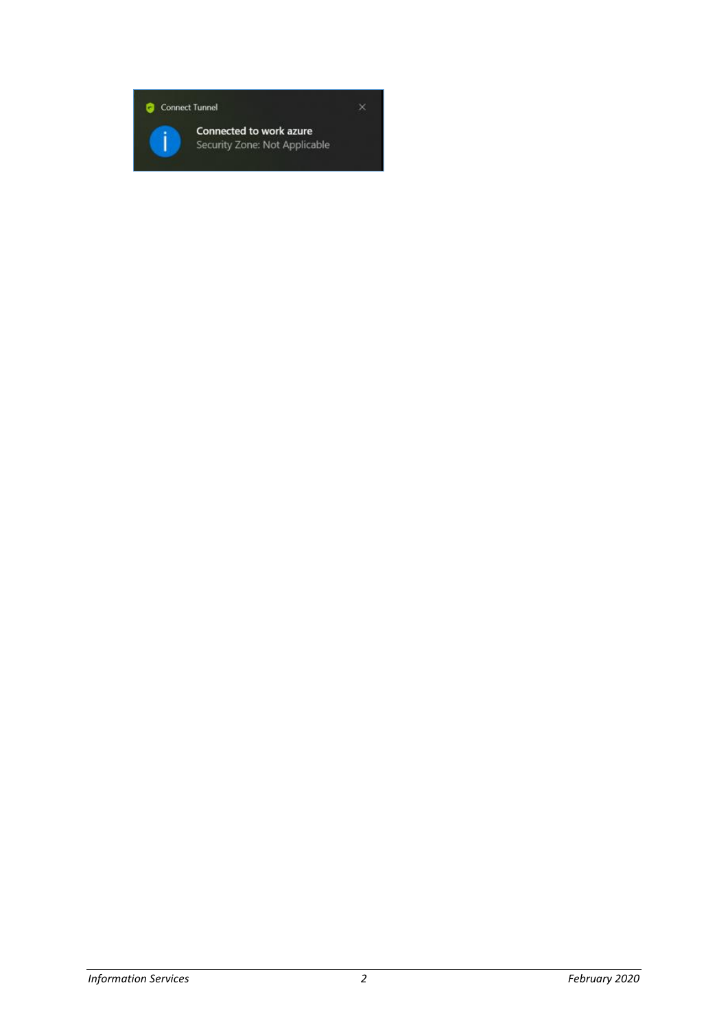Connect Tunnel

**Connected to work azure**

Security Zone: Not Applicable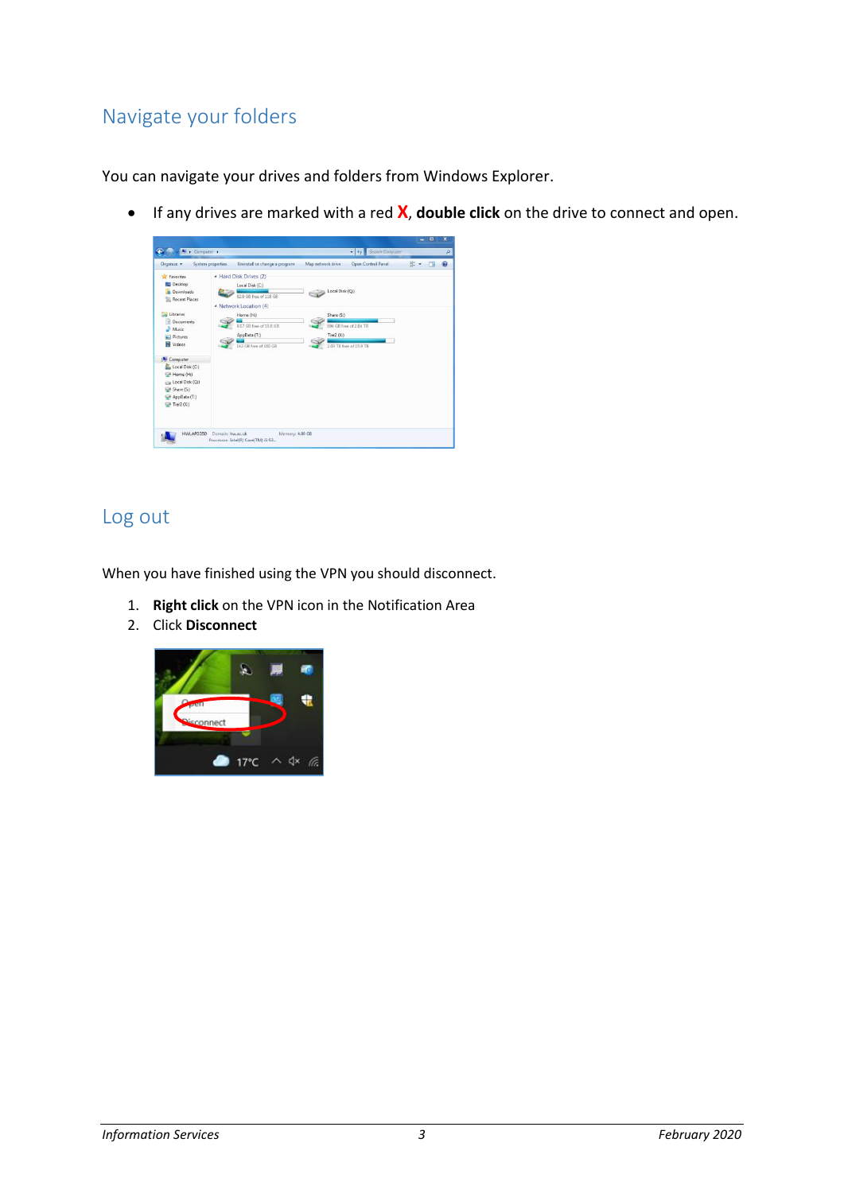## Navigate your folders

You can navigate your drives and folders from Windows Explorer.

- If any drives are marked with a red **X**, **double click** on the drive to connect and open.

## Log out

When you have finished using the VPN you should disconnect.

1. **Right click** on the VPN icon in the Notification Area
2. Click **Disconnect**